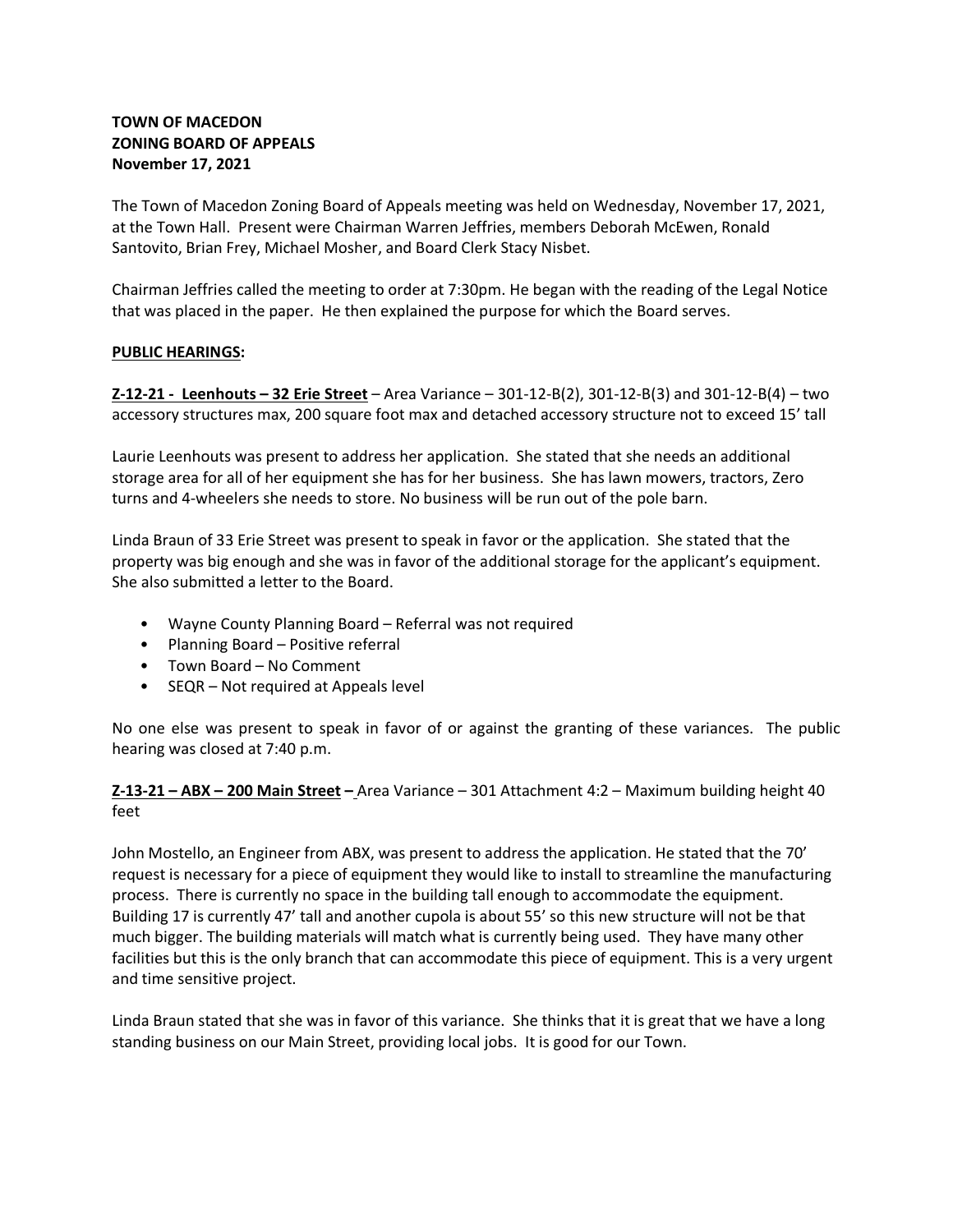**TOWN OF MACEDON**
**ZONING BOARD OF APPEALS**
**November 17, 2021**

The Town of Macedon Zoning Board of Appeals meeting was held on Wednesday, November 17, 2021, at the Town Hall. Present were Chairman Warren Jeffries, members Deborah McEwen, Ronald Santovito, Brian Frey, Michael Mosher, and Board Clerk Stacy Nisbet.

Chairman Jeffries called the meeting to order at 7:30pm. He began with the reading of the Legal Notice that was placed in the paper. He then explained the purpose for which the Board serves.

**PUBLIC HEARINGS:**

**Z-12-21 - Leenhouts – 32 Erie Street** – Area Variance – 301-12-B(2), 301-12-B(3) and 301-12-B(4) – two accessory structures max, 200 square foot max and detached accessory structure not to exceed 15' tall

Laurie Leenhouts was present to address her application. She stated that she needs an additional storage area for all of her equipment she has for her business. She has lawn mowers, tractors, Zero turns and 4-wheelers she needs to store. No business will be run out of the pole barn.

Linda Braun of 33 Erie Street was present to speak in favor or the application. She stated that the property was big enough and she was in favor of the additional storage for the applicant's equipment. She also submitted a letter to the Board.

- Wayne County Planning Board – Referral was not required
- Planning Board – Positive referral
- Town Board – No Comment
- SEQR – Not required at Appeals level

No one else was present to speak in favor of or against the granting of these variances. The public hearing was closed at 7:40 p.m.

**Z-13-21 – ABX – 200 Main Street –** Area Variance – 301 Attachment 4:2 – Maximum building height 40 feet

John Mostello, an Engineer from ABX, was present to address the application. He stated that the 70' request is necessary for a piece of equipment they would like to install to streamline the manufacturing process. There is currently no space in the building tall enough to accommodate the equipment. Building 17 is currently 47' tall and another cupola is about 55' so this new structure will not be that much bigger. The building materials will match what is currently being used. They have many other facilities but this is the only branch that can accommodate this piece of equipment. This is a very urgent and time sensitive project.

Linda Braun stated that she was in favor of this variance. She thinks that it is great that we have a long standing business on our Main Street, providing local jobs. It is good for our Town.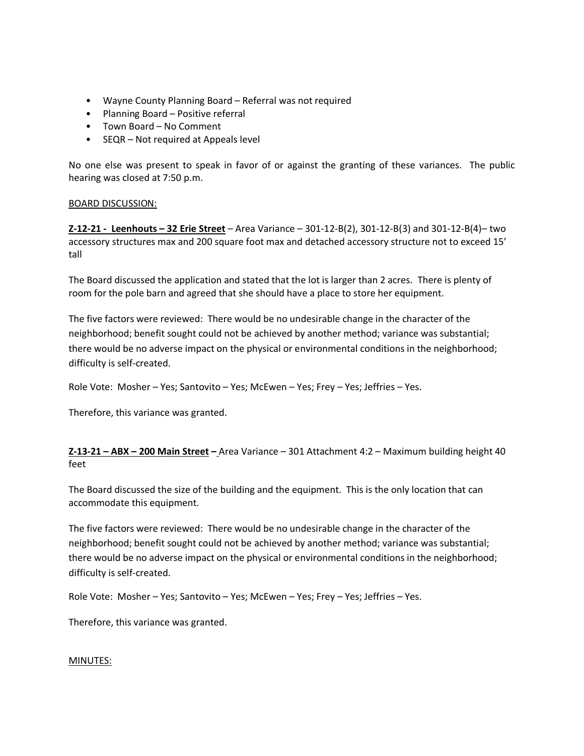- Wayne County Planning Board – Referral was not required
- Planning Board – Positive referral
- Town Board – No Comment
- SEQR – Not required at Appeals level

No one else was present to speak in favor of or against the granting of these variances. The public hearing was closed at 7:50 p.m.

<u>BOARD DISCUSSION:</u>

**<u>Z-12-21 - Leenhouts – 32 Erie Street</u>** – Area Variance – 301-12-B(2), 301-12-B(3) and 301-12-B(4)– two accessory structures max and 200 square foot max and detached accessory structure not to exceed 15' tall

The Board discussed the application and stated that the lot is larger than 2 acres. There is plenty of room for the pole barn and agreed that she should have a place to store her equipment.

The five factors were reviewed: There would be no undesirable change in the character of the neighborhood; benefit sought could not be achieved by another method; variance was substantial; there would be no adverse impact on the physical or environmental conditions in the neighborhood; difficulty is self-created.

Role Vote: Mosher – Yes; Santovito – Yes; McEwen – Yes; Frey – Yes; Jeffries – Yes.

Therefore, this variance was granted.

**<u>Z-13-21 – ABX – 200 Main Street</u> –** Area Variance – 301 Attachment 4:2 – Maximum building height 40 feet

The Board discussed the size of the building and the equipment. This is the only location that can accommodate this equipment.

The five factors were reviewed: There would be no undesirable change in the character of the neighborhood; benefit sought could not be achieved by another method; variance was substantial; there would be no adverse impact on the physical or environmental conditions in the neighborhood; difficulty is self-created.

Role Vote: Mosher – Yes; Santovito – Yes; McEwen – Yes; Frey – Yes; Jeffries – Yes.

Therefore, this variance was granted.

<u>MINUTES:</u>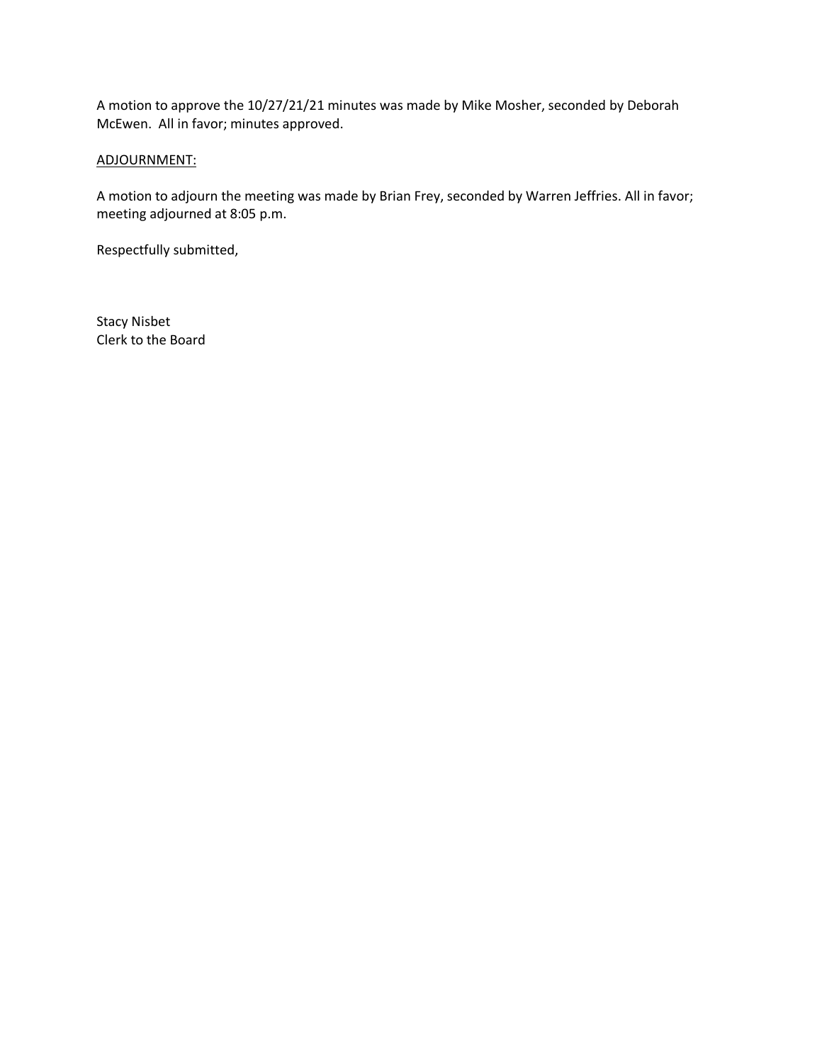A motion to approve the 10/27/21/21 minutes was made by Mike Mosher, seconded by Deborah McEwen. All in favor; minutes approved.

ADJOURNMENT:

A motion to adjourn the meeting was made by Brian Frey, seconded by Warren Jeffries. All in favor; meeting adjourned at 8:05 p.m.

Respectfully submitted,

Stacy Nisbet
Clerk to the Board